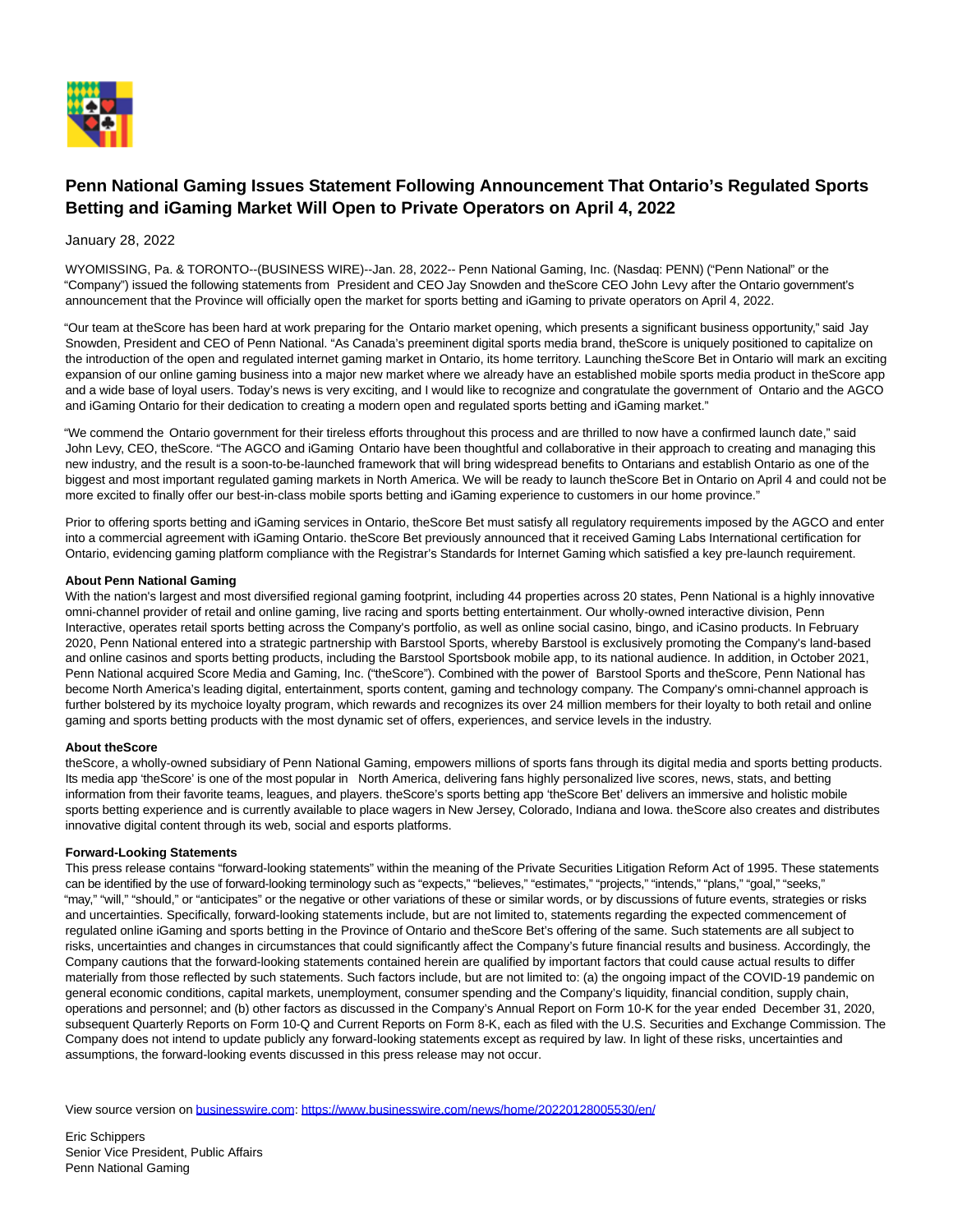# Penn National Gaming Issues Statement Following Announcement That Ontario's Regulated Sports Betting and iGaming Market Will Open to Private Operators on April 4, 2022

January 28, 2022

WYOMISSING, Pa. & TORONTO--(BUSINESS WIRE)--Jan. 28, 2022-- Penn National Gaming, Inc. (Nasdaq: PENN) ("Penn National" or the "Company") issued the following statements from President and CEO Jay Snowden and theScore CEO John Levy after the Ontario government's announcement that the Province will officially open the market for sports betting and iGaming to private operators on April 4, 2022.

"Our team at theScore has been hard at work preparing for the Ontario market opening, which presents a significant business opportunity," said Jay Snowden, President and CEO of Penn National. "As Canada's preeminent digital sports media brand, theScore is uniquely positioned to capitalize on the introduction of the open and regulated internet gaming market in Ontario, its home territory. Launching theScore Bet in Ontario will mark an exciting expansion of our online gaming business into a major new market where we already have an established mobile sports media product in theScore app and a wide base of loyal users. Today's news is very exciting, and I would like to recognize and congratulate the government of Ontario and the AGCO and iGaming Ontario for their dedication to creating a modern open and regulated sports betting and iGaming market."

"We commend the Ontario government for their tireless efforts throughout this process and are thrilled to now have a confirmed launch date," said John Levy, CEO, theScore. "The AGCO and iGaming Ontario have been thoughtful and collaborative in their approach to creating and managing this new industry, and the result is a soon-to-be-launched framework that will bring widespread benefits to Ontarians and establish Ontario as one of the biggest and most important regulated gaming markets in North America. We will be ready to launch theScore Bet in Ontario on April 4 and could not be more excited to finally offer our best-in-class mobile sports betting and iGaming experience to customers in our home province."

Prior to offering sports betting and iGaming services in Ontario, theScore Bet must satisfy all regulatory requirements imposed by the AGCO and enter into a commercial agreement with iGaming Ontario. theScore Bet previously announced that it received Gaming Labs International certification for Ontario, evidencing gaming platform compliance with the Registrar's Standards for Internet Gaming which satisfied a key pre-launch requirement.

**About Penn National Gaming**

With the nation's largest and most diversified regional gaming footprint, including 44 properties across 20 states, Penn National is a highly innovative omni-channel provider of retail and online gaming, live racing and sports betting entertainment. Our wholly-owned interactive division, Penn Interactive, operates retail sports betting across the Company's portfolio, as well as online social casino, bingo, and iCasino products. In February 2020, Penn National entered into a strategic partnership with Barstool Sports, whereby Barstool is exclusively promoting the Company's land-based and online casinos and sports betting products, including the Barstool Sportsbook mobile app, to its national audience. In addition, in October 2021, Penn National acquired Score Media and Gaming, Inc. ("theScore"). Combined with the power of Barstool Sports and theScore, Penn National has become North America's leading digital, entertainment, sports content, gaming and technology company. The Company's omni-channel approach is further bolstered by its mychoice loyalty program, which rewards and recognizes its over 24 million members for their loyalty to both retail and online gaming and sports betting products with the most dynamic set of offers, experiences, and service levels in the industry.

**About theScore**

theScore, a wholly-owned subsidiary of Penn National Gaming, empowers millions of sports fans through its digital media and sports betting products. Its media app 'theScore' is one of the most popular in North America, delivering fans highly personalized live scores, news, stats, and betting information from their favorite teams, leagues, and players. theScore's sports betting app 'theScore Bet' delivers an immersive and holistic mobile sports betting experience and is currently available to place wagers in New Jersey, Colorado, Indiana and Iowa. theScore also creates and distributes innovative digital content through its web, social and esports platforms.

**Forward-Looking Statements**

This press release contains "forward-looking statements" within the meaning of the Private Securities Litigation Reform Act of 1995. These statements can be identified by the use of forward-looking terminology such as "expects," "believes," "estimates," "projects," "intends," "plans," "goal," "seeks," "may," "will," "should," or "anticipates" or the negative or other variations of these or similar words, or by discussions of future events, strategies or risks and uncertainties. Specifically, forward-looking statements include, but are not limited to, statements regarding the expected commencement of regulated online iGaming and sports betting in the Province of Ontario and theScore Bet's offering of the same. Such statements are all subject to risks, uncertainties and changes in circumstances that could significantly affect the Company's future financial results and business. Accordingly, the Company cautions that the forward-looking statements contained herein are qualified by important factors that could cause actual results to differ materially from those reflected by such statements. Such factors include, but are not limited to: (a) the ongoing impact of the COVID-19 pandemic on general economic conditions, capital markets, unemployment, consumer spending and the Company's liquidity, financial condition, supply chain, operations and personnel; and (b) other factors as discussed in the Company's Annual Report on Form 10-K for the year ended December 31, 2020, subsequent Quarterly Reports on Form 10-Q and Current Reports on Form 8-K, each as filed with the U.S. Securities and Exchange Commission. The Company does not intend to update publicly any forward-looking statements except as required by law. In light of these risks, uncertainties and assumptions, the forward-looking events discussed in this press release may not occur.

View source version on businesswire.com: https://www.businesswire.com/news/home/20220128005530/en/

Eric Schippers
Senior Vice President, Public Affairs
Penn National Gaming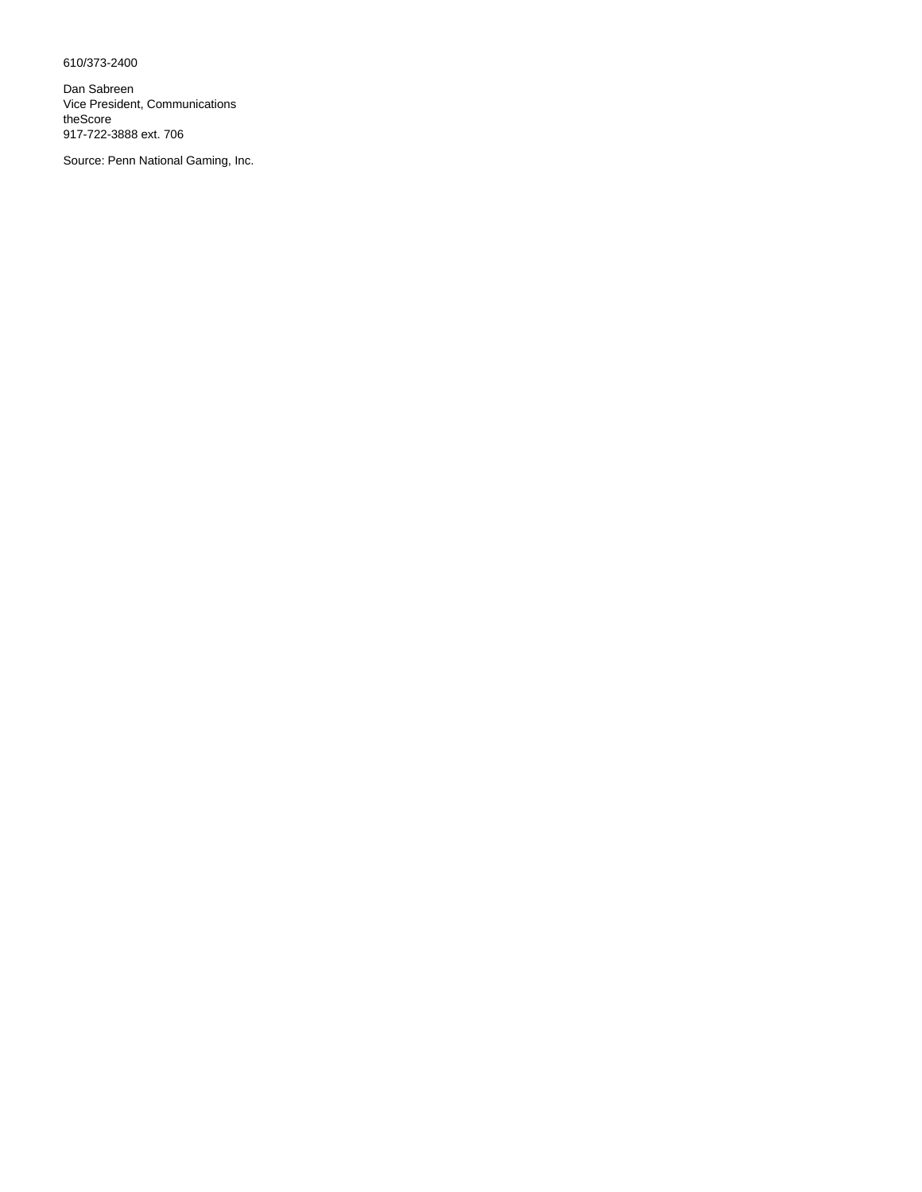610/373-2400

Dan Sabreen
Vice President, Communications
theScore
917-722-3888 ext. 706

Source: Penn National Gaming, Inc.